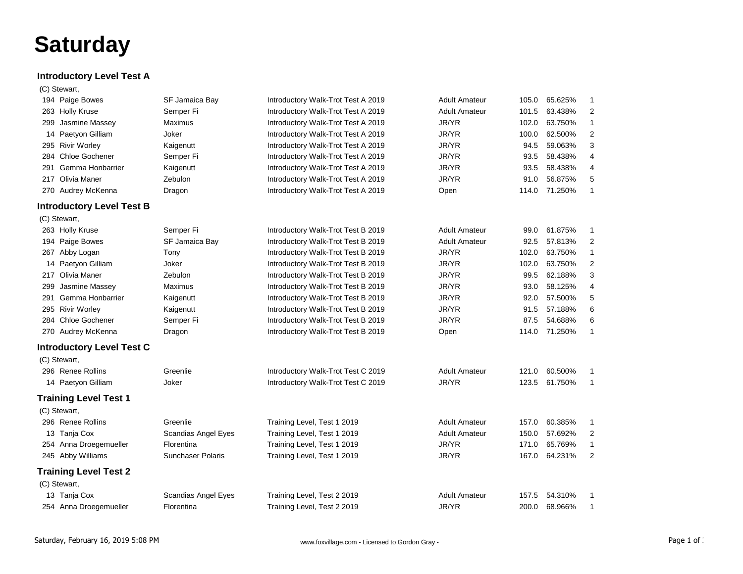# Saturday

### Introductory Level Test A

(C) Stewart,

| No. | Rider | Horse | Test | Division | Score | Percent | Place |
|---|---|---|---|---|---|---|---|
| 194 | Paige Bowes | SF Jamaica Bay | Introductory Walk-Trot Test A 2019 | Adult Amateur | 105.0 | 65.625% | 1 |
| 263 | Holly Kruse | Semper Fi | Introductory Walk-Trot Test A 2019 | Adult Amateur | 101.5 | 63.438% | 2 |
| 299 | Jasmine Massey | Maximus | Introductory Walk-Trot Test A 2019 | JR/YR | 102.0 | 63.750% | 1 |
| 14 | Paetyon Gilliam | Joker | Introductory Walk-Trot Test A 2019 | JR/YR | 100.0 | 62.500% | 2 |
| 295 | Rivir Worley | Kaigenutt | Introductory Walk-Trot Test A 2019 | JR/YR | 94.5 | 59.063% | 3 |
| 284 | Chloe Gochener | Semper Fi | Introductory Walk-Trot Test A 2019 | JR/YR | 93.5 | 58.438% | 4 |
| 291 | Gemma Honbarrier | Kaigenutt | Introductory Walk-Trot Test A 2019 | JR/YR | 93.5 | 58.438% | 4 |
| 217 | Olivia Maner | Zebulon | Introductory Walk-Trot Test A 2019 | JR/YR | 91.0 | 56.875% | 5 |
| 270 | Audrey McKenna | Dragon | Introductory Walk-Trot Test A 2019 | Open | 114.0 | 71.250% | 1 |

### Introductory Level Test B

(C) Stewart,

| No. | Rider | Horse | Test | Division | Score | Percent | Place |
|---|---|---|---|---|---|---|---|
| 263 | Holly Kruse | Semper Fi | Introductory Walk-Trot Test B 2019 | Adult Amateur | 99.0 | 61.875% | 1 |
| 194 | Paige Bowes | SF Jamaica Bay | Introductory Walk-Trot Test B 2019 | Adult Amateur | 92.5 | 57.813% | 2 |
| 267 | Abby Logan | Tony | Introductory Walk-Trot Test B 2019 | JR/YR | 102.0 | 63.750% | 1 |
| 14 | Paetyon Gilliam | Joker | Introductory Walk-Trot Test B 2019 | JR/YR | 102.0 | 63.750% | 2 |
| 217 | Olivia Maner | Zebulon | Introductory Walk-Trot Test B 2019 | JR/YR | 99.5 | 62.188% | 3 |
| 299 | Jasmine Massey | Maximus | Introductory Walk-Trot Test B 2019 | JR/YR | 93.0 | 58.125% | 4 |
| 291 | Gemma Honbarrier | Kaigenutt | Introductory Walk-Trot Test B 2019 | JR/YR | 92.0 | 57.500% | 5 |
| 295 | Rivir Worley | Kaigenutt | Introductory Walk-Trot Test B 2019 | JR/YR | 91.5 | 57.188% | 6 |
| 284 | Chloe Gochener | Semper Fi | Introductory Walk-Trot Test B 2019 | JR/YR | 87.5 | 54.688% | 6 |
| 270 | Audrey McKenna | Dragon | Introductory Walk-Trot Test B 2019 | Open | 114.0 | 71.250% | 1 |

### Introductory Level Test C

(C) Stewart,

| No. | Rider | Horse | Test | Division | Score | Percent | Place |
|---|---|---|---|---|---|---|---|
| 296 | Renee Rollins | Greenlie | Introductory Walk-Trot Test C 2019 | Adult Amateur | 121.0 | 60.500% | 1 |
| 14 | Paetyon Gilliam | Joker | Introductory Walk-Trot Test C 2019 | JR/YR | 123.5 | 61.750% | 1 |

### Training Level Test 1

(C) Stewart,

| No. | Rider | Horse | Test | Division | Score | Percent | Place |
|---|---|---|---|---|---|---|---|
| 296 | Renee Rollins | Greenlie | Training Level, Test 1 2019 | Adult Amateur | 157.0 | 60.385% | 1 |
| 13 | Tanja Cox | Scandias Angel Eyes | Training Level, Test 1 2019 | Adult Amateur | 150.0 | 57.692% | 2 |
| 254 | Anna Droegemueller | Florentina | Training Level, Test 1 2019 | JR/YR | 171.0 | 65.769% | 1 |
| 245 | Abby Williams | Sunchaser Polaris | Training Level, Test 1 2019 | JR/YR | 167.0 | 64.231% | 2 |

### Training Level Test 2

(C) Stewart,

| No. | Rider | Horse | Test | Division | Score | Percent | Place |
|---|---|---|---|---|---|---|---|
| 13 | Tanja Cox | Scandias Angel Eyes | Training Level, Test 2 2019 | Adult Amateur | 157.5 | 54.310% | 1 |
| 254 | Anna Droegemueller | Florentina | Training Level, Test 2 2019 | JR/YR | 200.0 | 68.966% | 1 |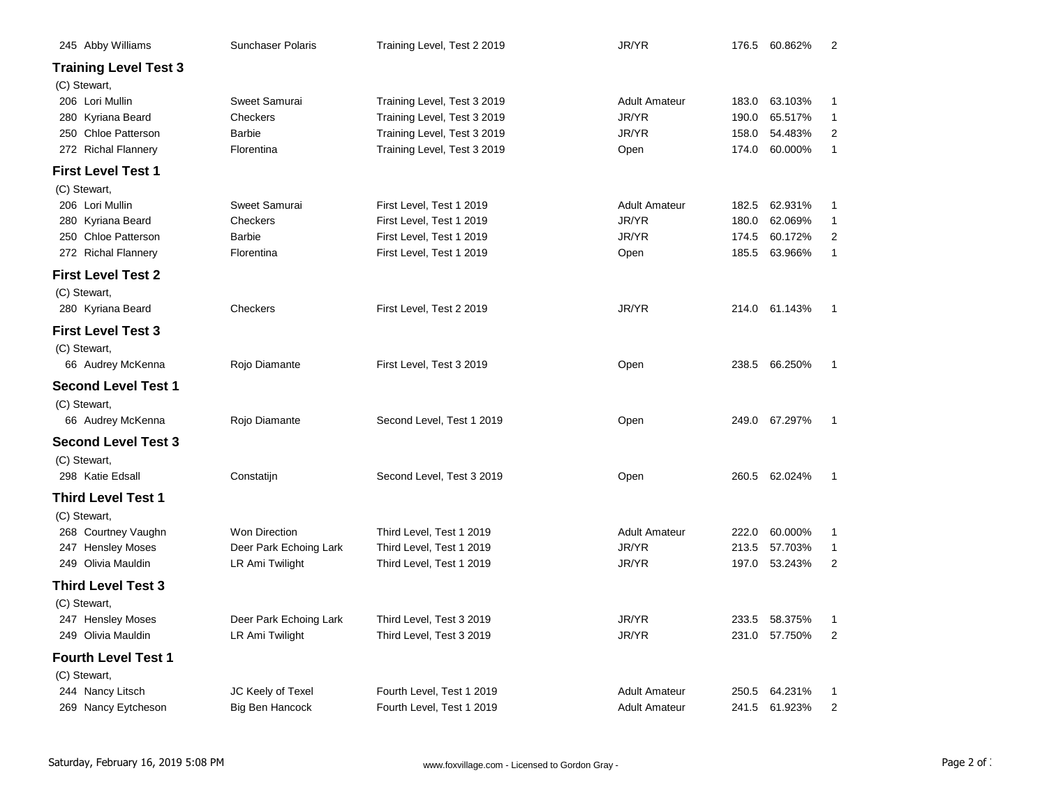| | | | | | | |
|---|---|---|---|---|---|---|
| 245 Abby Williams | Sunchaser Polaris | Training Level, Test 2 2019 | JR/YR | 176.5 | 60.862% | 2 |

## Training Level Test 3

(C) Stewart,

| | | | | | | |
|---|---|---|---|---|---|---|
| 206 Lori Mullin | Sweet Samurai | Training Level, Test 3 2019 | Adult Amateur | 183.0 | 63.103% | 1 |
| 280 Kyriana Beard | Checkers | Training Level, Test 3 2019 | JR/YR | 190.0 | 65.517% | 1 |
| 250 Chloe Patterson | Barbie | Training Level, Test 3 2019 | JR/YR | 158.0 | 54.483% | 2 |
| 272 Richal Flannery | Florentina | Training Level, Test 3 2019 | Open | 174.0 | 60.000% | 1 |

## First Level Test 1

(C) Stewart,

| | | | | | | |
|---|---|---|---|---|---|---|
| 206 Lori Mullin | Sweet Samurai | First Level, Test 1 2019 | Adult Amateur | 182.5 | 62.931% | 1 |
| 280 Kyriana Beard | Checkers | First Level, Test 1 2019 | JR/YR | 180.0 | 62.069% | 1 |
| 250 Chloe Patterson | Barbie | First Level, Test 1 2019 | JR/YR | 174.5 | 60.172% | 2 |
| 272 Richal Flannery | Florentina | First Level, Test 1 2019 | Open | 185.5 | 63.966% | 1 |

## First Level Test 2

(C) Stewart,

| | | | | | | |
|---|---|---|---|---|---|---|
| 280 Kyriana Beard | Checkers | First Level, Test 2 2019 | JR/YR | 214.0 | 61.143% | 1 |

## First Level Test 3

(C) Stewart,

| | | | | | | |
|---|---|---|---|---|---|---|
| 66 Audrey McKenna | Rojo Diamante | First Level, Test 3 2019 | Open | 238.5 | 66.250% | 1 |

## Second Level Test 1

(C) Stewart,

| | | | | | | |
|---|---|---|---|---|---|---|
| 66 Audrey McKenna | Rojo Diamante | Second Level, Test 1 2019 | Open | 249.0 | 67.297% | 1 |

## Second Level Test 3

(C) Stewart,

| | | | | | | |
|---|---|---|---|---|---|---|
| 298 Katie Edsall | Constatijn | Second Level, Test 3 2019 | Open | 260.5 | 62.024% | 1 |

## Third Level Test 1

(C) Stewart,

| | | | | | | |
|---|---|---|---|---|---|---|
| 268 Courtney Vaughn | Won Direction | Third Level, Test 1 2019 | Adult Amateur | 222.0 | 60.000% | 1 |
| 247 Hensley Moses | Deer Park Echoing Lark | Third Level, Test 1 2019 | JR/YR | 213.5 | 57.703% | 1 |
| 249 Olivia Mauldin | LR Ami Twilight | Third Level, Test 1 2019 | JR/YR | 197.0 | 53.243% | 2 |

## Third Level Test 3

(C) Stewart,

| | | | | | | |
|---|---|---|---|---|---|---|
| 247 Hensley Moses | Deer Park Echoing Lark | Third Level, Test 3 2019 | JR/YR | 233.5 | 58.375% | 1 |
| 249 Olivia Mauldin | LR Ami Twilight | Third Level, Test 3 2019 | JR/YR | 231.0 | 57.750% | 2 |

## Fourth Level Test 1

(C) Stewart,

| | | | | | | |
|---|---|---|---|---|---|---|
| 244 Nancy Litsch | JC Keely of Texel | Fourth Level, Test 1 2019 | Adult Amateur | 250.5 | 64.231% | 1 |
| 269 Nancy Eytcheson | Big Ben Hancock | Fourth Level, Test 1 2019 | Adult Amateur | 241.5 | 61.923% | 2 |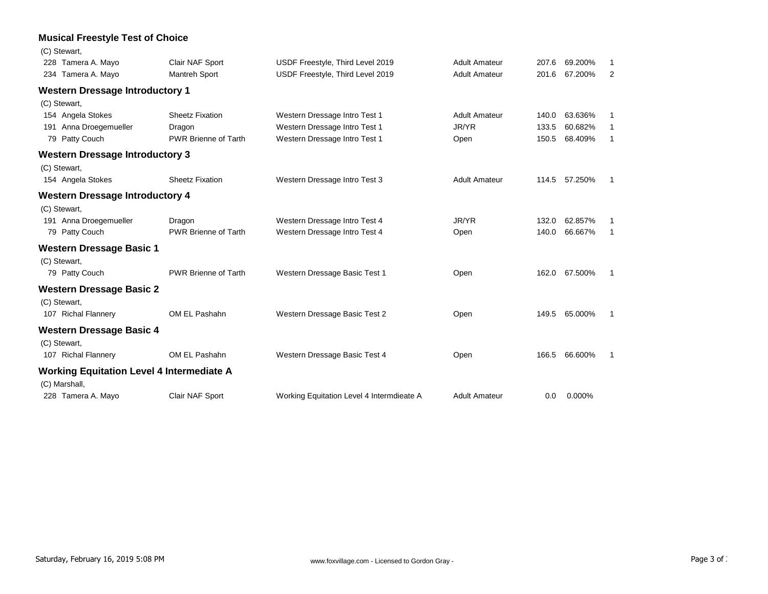### Musical Freestyle Test of Choice

(C) Stewart,

| | | | | | | | |
|---|---|---|---|---|---|---|---|
| 228 | Tamera A. Mayo | Clair NAF Sport | USDF Freestyle, Third Level 2019 | Adult Amateur | 207.6 | 69.200% | 1 |
| 234 | Tamera A. Mayo | Mantreh Sport | USDF Freestyle, Third Level 2019 | Adult Amateur | 201.6 | 67.200% | 2 |

### Western Dressage Introductory 1

(C) Stewart,

| | | | | | | | |
|---|---|---|---|---|---|---|---|
| 154 | Angela Stokes | Sheetz Fixation | Western Dressage Intro Test 1 | Adult Amateur | 140.0 | 63.636% | 1 |
| 191 | Anna Droegemueller | Dragon | Western Dressage Intro Test 1 | JR/YR | 133.5 | 60.682% | 1 |
| 79 | Patty Couch | PWR Brienne of Tarth | Western Dressage Intro Test 1 | Open | 150.5 | 68.409% | 1 |

### Western Dressage Introductory 3

(C) Stewart,

| | | | | | | | |
|---|---|---|---|---|---|---|---|
| 154 | Angela Stokes | Sheetz Fixation | Western Dressage Intro Test 3 | Adult Amateur | 114.5 | 57.250% | 1 |

### Western Dressage Introductory 4

(C) Stewart,

| | | | | | | | |
|---|---|---|---|---|---|---|---|
| 191 | Anna Droegemueller | Dragon | Western Dressage Intro Test 4 | JR/YR | 132.0 | 62.857% | 1 |
| 79 | Patty Couch | PWR Brienne of Tarth | Western Dressage Intro Test 4 | Open | 140.0 | 66.667% | 1 |

### Western Dressage Basic 1

(C) Stewart,

| | | | | | | | |
|---|---|---|---|---|---|---|---|
| 79 | Patty Couch | PWR Brienne of Tarth | Western Dressage Basic Test 1 | Open | 162.0 | 67.500% | 1 |

### Western Dressage Basic 2

(C) Stewart,

| | | | | | | | |
|---|---|---|---|---|---|---|---|
| 107 | Richal Flannery | OM EL Pashahn | Western Dressage Basic Test 2 | Open | 149.5 | 65.000% | 1 |

### Western Dressage Basic 4

(C) Stewart,

| | | | | | | | |
|---|---|---|---|---|---|---|---|
| 107 | Richal Flannery | OM EL Pashahn | Western Dressage Basic Test 4 | Open | 166.5 | 66.600% | 1 |

### Working Equitation Level 4 Intermediate A

(C) Marshall,

| | | | | | | | |
|---|---|---|---|---|---|---|---|
| 228 | Tamera A. Mayo | Clair NAF Sport | Working Equitation Level 4 Intermdieate A | Adult Amateur | 0.0 | 0.000% | |

Saturday, February 16, 2019 5:08 PM

www.foxvillage.com - Licensed to Gordon Gray -